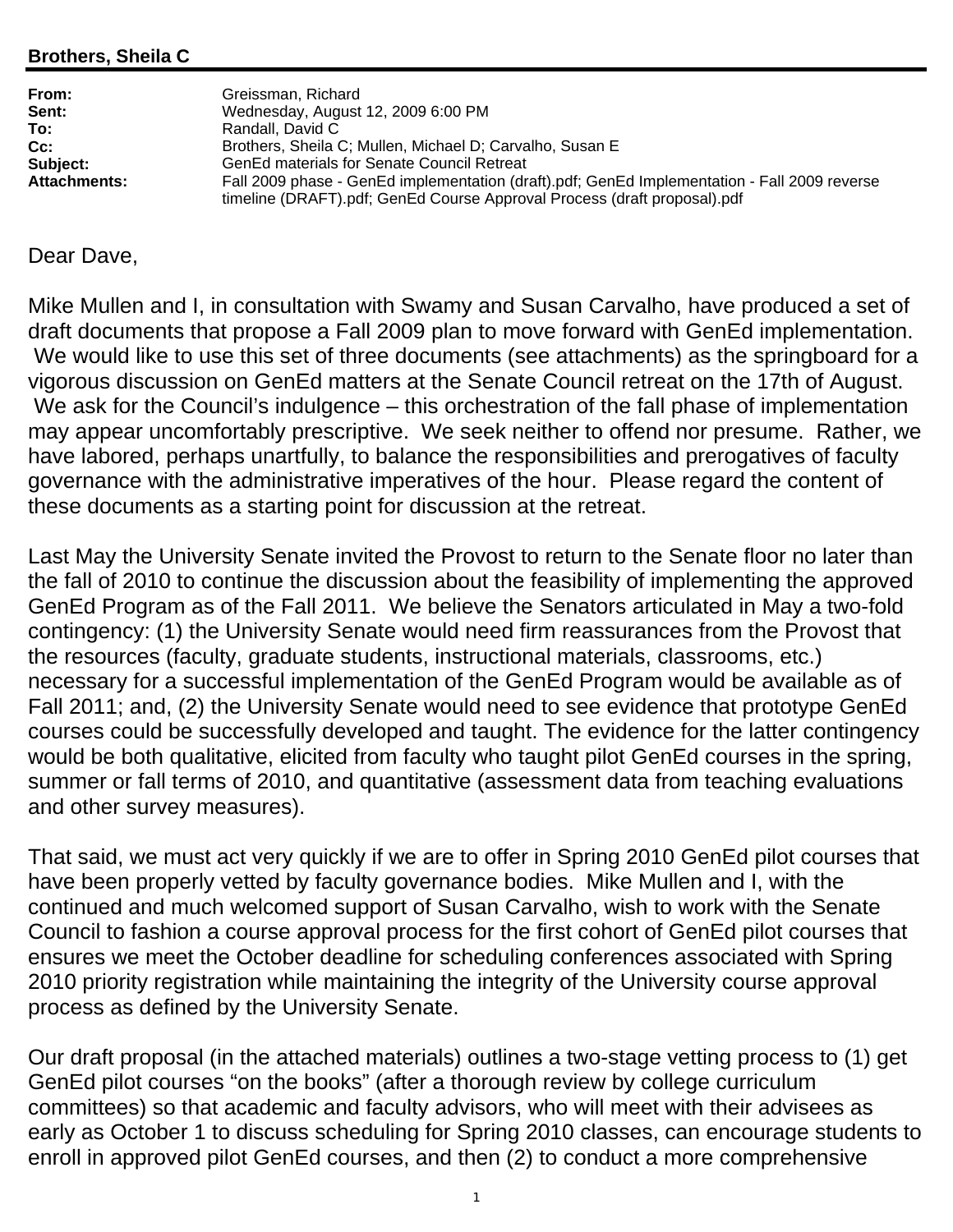**Brothers, Sheila C**

| | |
|---|---|
| **From:** | Greissman, Richard |
| **Sent:** | Wednesday, August 12, 2009 6:00 PM |
| **To:** | Randall, David C |
| **Cc:** | Brothers, Sheila C; Mullen, Michael D; Carvalho, Susan E |
| **Subject:** | GenEd materials for Senate Council Retreat |
| **Attachments:** | Fall 2009 phase - GenEd implementation (draft).pdf; GenEd Implementation - Fall 2009 reverse timeline (DRAFT).pdf; GenEd Course Approval Process (draft proposal).pdf |

Dear Dave,

Mike Mullen and I, in consultation with Swamy and Susan Carvalho, have produced a set of draft documents that propose a Fall 2009 plan to move forward with GenEd implementation. We would like to use this set of three documents (see attachments) as the springboard for a vigorous discussion on GenEd matters at the Senate Council retreat on the 17th of August. We ask for the Council's indulgence – this orchestration of the fall phase of implementation may appear uncomfortably prescriptive. We seek neither to offend nor presume. Rather, we have labored, perhaps unartfully, to balance the responsibilities and prerogatives of faculty governance with the administrative imperatives of the hour. Please regard the content of these documents as a starting point for discussion at the retreat.

Last May the University Senate invited the Provost to return to the Senate floor no later than the fall of 2010 to continue the discussion about the feasibility of implementing the approved GenEd Program as of the Fall 2011. We believe the Senators articulated in May a two-fold contingency: (1) the University Senate would need firm reassurances from the Provost that the resources (faculty, graduate students, instructional materials, classrooms, etc.) necessary for a successful implementation of the GenEd Program would be available as of Fall 2011; and, (2) the University Senate would need to see evidence that prototype GenEd courses could be successfully developed and taught. The evidence for the latter contingency would be both qualitative, elicited from faculty who taught pilot GenEd courses in the spring, summer or fall terms of 2010, and quantitative (assessment data from teaching evaluations and other survey measures).

That said, we must act very quickly if we are to offer in Spring 2010 GenEd pilot courses that have been properly vetted by faculty governance bodies. Mike Mullen and I, with the continued and much welcomed support of Susan Carvalho, wish to work with the Senate Council to fashion a course approval process for the first cohort of GenEd pilot courses that ensures we meet the October deadline for scheduling conferences associated with Spring 2010 priority registration while maintaining the integrity of the University course approval process as defined by the University Senate.

Our draft proposal (in the attached materials) outlines a two-stage vetting process to (1) get GenEd pilot courses "on the books" (after a thorough review by college curriculum committees) so that academic and faculty advisors, who will meet with their advisees as early as October 1 to discuss scheduling for Spring 2010 classes, can encourage students to enroll in approved pilot GenEd courses, and then (2) to conduct a more comprehensive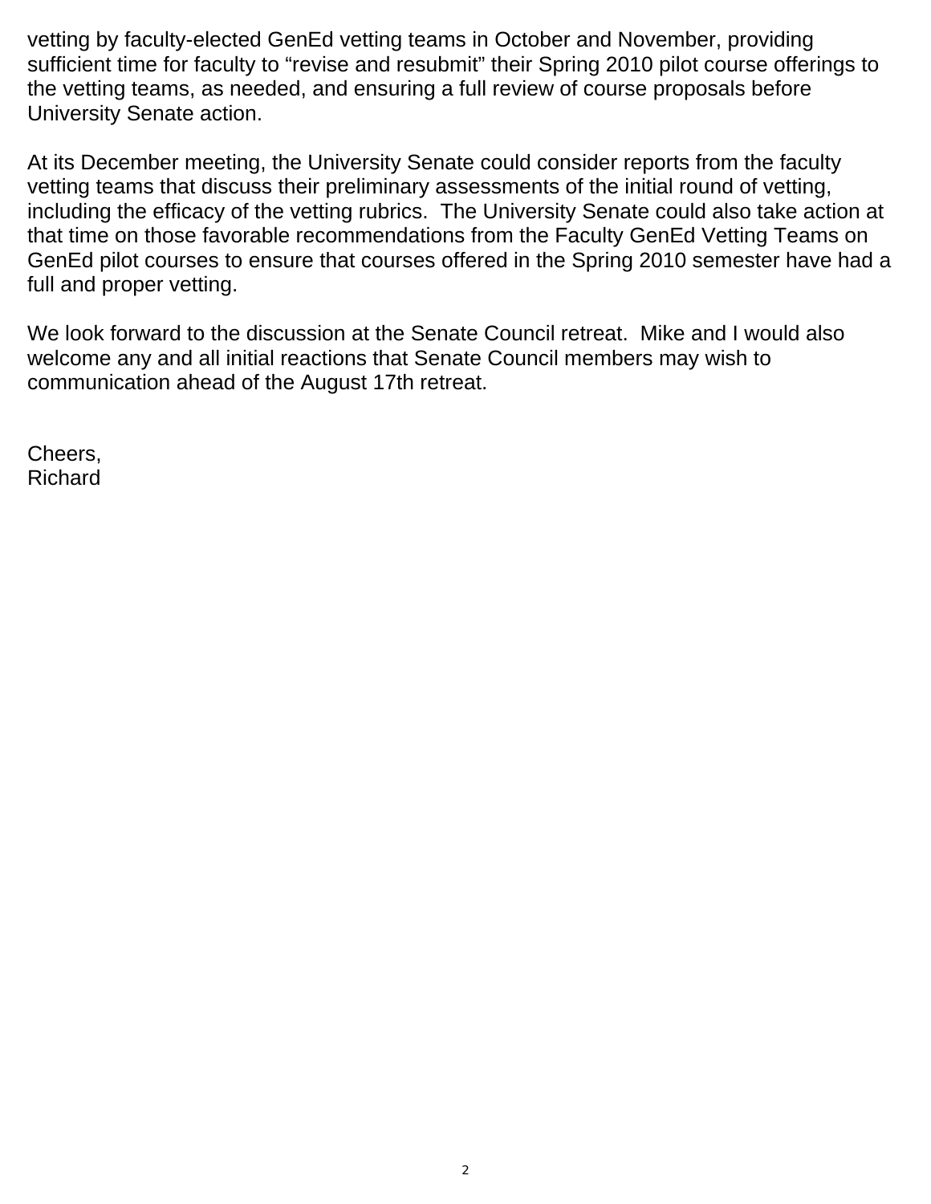vetting by faculty-elected GenEd vetting teams in October and November, providing sufficient time for faculty to "revise and resubmit" their Spring 2010 pilot course offerings to the vetting teams, as needed, and ensuring a full review of course proposals before University Senate action.

At its December meeting, the University Senate could consider reports from the faculty vetting teams that discuss their preliminary assessments of the initial round of vetting, including the efficacy of the vetting rubrics. The University Senate could also take action at that time on those favorable recommendations from the Faculty GenEd Vetting Teams on GenEd pilot courses to ensure that courses offered in the Spring 2010 semester have had a full and proper vetting.

We look forward to the discussion at the Senate Council retreat. Mike and I would also welcome any and all initial reactions that Senate Council members may wish to communication ahead of the August 17th retreat.

Cheers,
Richard